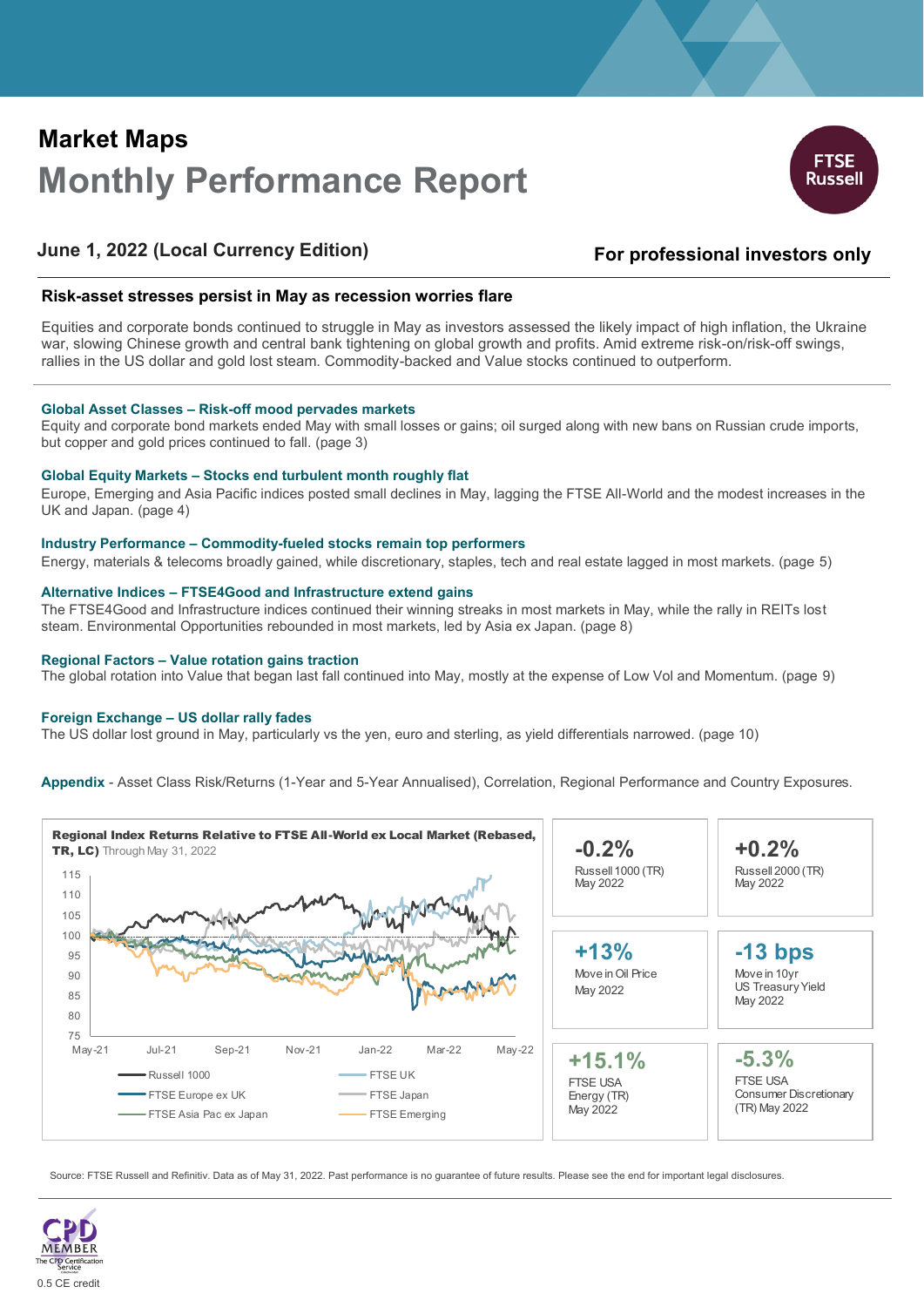# Market Maps

## Monthly Performance Report

FTSE Russell

**June 1, 2022 (Local Currency Edition)**

**For professional investors only**

### Risk-asset stresses persist in May as recession worries flare

Equities and corporate bonds continued to struggle in May as investors assessed the likely impact of high inflation, the Ukraine war, slowing Chinese growth and central bank tightening on global growth and profits. Amid extreme risk-on/risk-off swings, rallies in the US dollar and gold lost steam. Commodity-backed and Value stocks continued to outperform.

**Global Asset Classes – Risk-off mood pervades markets**
Equity and corporate bond markets ended May with small losses or gains; oil surged along with new bans on Russian crude imports, but copper and gold prices continued to fall. (page 3)

**Global Equity Markets – Stocks end turbulent month roughly flat**
Europe, Emerging and Asia Pacific indices posted small declines in May, lagging the FTSE All-World and the modest increases in the UK and Japan. (page 4)

**Industry Performance – Commodity-fueled stocks remain top performers**
Energy, materials & telecoms broadly gained, while discretionary, staples, tech and real estate lagged in most markets. (page 5)

**Alternative Indices – FTSE4Good and Infrastructure extend gains**
The FTSE4Good and Infrastructure indices continued their winning streaks in most markets in May, while the rally in REITs lost steam. Environmental Opportunities rebounded in most markets, led by Asia ex Japan. (page 8)

**Regional Factors – Value rotation gains traction**
The global rotation into Value that began last fall continued into May, mostly at the expense of Low Vol and Momentum. (page 9)

**Foreign Exchange – US dollar rally fades**
The US dollar lost ground in May, particularly vs the yen, euro and sterling, as yield differentials narrowed. (page 10)

**Appendix** - Asset Class Risk/Returns (1-Year and 5-Year Annualised), Correlation, Regional Performance and Country Exposures.

**Regional Index Returns Relative to FTSE All-World ex Local Market (Rebased, TR, LC)** Through May 31, 2022

Legend: Russell 1000, FTSE UK, FTSE Europe ex UK, FTSE Japan, FTSE Asia Pac ex Japan, FTSE Emerging

| | |
|---|---|
| **-0.2%** Russell 1000 (TR) May 2022 | **+0.2%** Russell 2000 (TR) May 2022 |
| **+13%** Move in Oil Price May 2022 | **-13 bps** Move in 10yr US Treasury Yield May 2022 |
| **+15.1%** FTSE USA Energy (TR) May 2022 | **-5.3%** FTSE USA Consumer Discretionary (TR) May 2022 |

Source: FTSE Russell and Refinitiv. Data as of May 31, 2022. Past performance is no guarantee of future results. Please see the end for important legal disclosures.

CPD MEMBER The CPD Certification Service
0.5 CE credit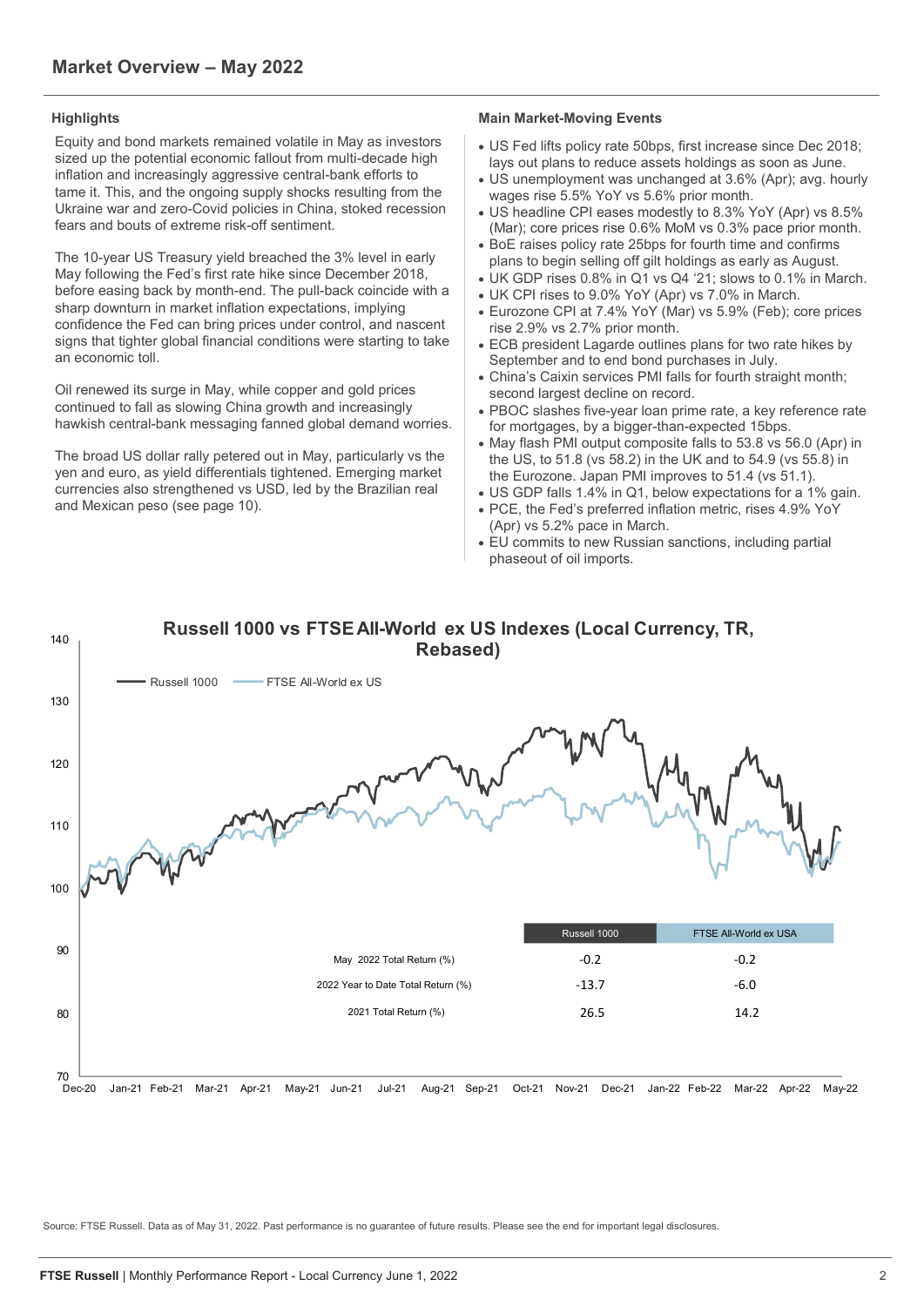## Market Overview – May 2022

### Highlights

Equity and bond markets remained volatile in May as investors sized up the potential economic fallout from multi-decade high inflation and increasingly aggressive central-bank efforts to tame it. This, and the ongoing supply shocks resulting from the Ukraine war and zero-Covid policies in China, stoked recession fears and bouts of extreme risk-off sentiment.

The 10-year US Treasury yield breached the 3% level in early May following the Fed's first rate hike since December 2018, before easing back by month-end. The pull-back coincide with a sharp downturn in market inflation expectations, implying confidence the Fed can bring prices under control, and nascent signs that tighter global financial conditions were starting to take an economic toll.

Oil renewed its surge in May, while copper and gold prices continued to fall as slowing China growth and increasingly hawkish central-bank messaging fanned global demand worries.

The broad US dollar rally petered out in May, particularly vs the yen and euro, as yield differentials tightened. Emerging market currencies also strengthened vs USD, led by the Brazilian real and Mexican peso (see page 10).

### Main Market-Moving Events

- US Fed lifts policy rate 50bps, first increase since Dec 2018; lays out plans to reduce assets holdings as soon as June.
- US unemployment was unchanged at 3.6% (Apr); avg. hourly wages rise 5.5% YoY vs 5.6% prior month.
- US headline CPI eases modestly to 8.3% YoY (Apr) vs 8.5% (Mar); core prices rise 0.6% MoM vs 0.3% pace prior month.
- BoE raises policy rate 25bps for fourth time and confirms plans to begin selling off gilt holdings as early as August.
- UK GDP rises 0.8% in Q1 vs Q4 '21; slows to 0.1% in March.
- UK CPI rises to 9.0% YoY (Apr) vs 7.0% in March.
- Eurozone CPI at 7.4% YoY (Mar) vs 5.9% (Feb); core prices rise 2.9% vs 2.7% prior month.
- ECB president Lagarde outlines plans for two rate hikes by September and to end bond purchases in July.
- China's Caixin services PMI falls for fourth straight month; second largest decline on record.
- PBOC slashes five-year loan prime rate, a key reference rate for mortgages, by a bigger-than-expected 15bps.
- May flash PMI output composite falls to 53.8 vs 56.0 (Apr) in the US, to 51.8 (vs 58.2) in the UK and to 54.9 (vs 55.8) in the Eurozone. Japan PMI improves to 51.4 (vs 51.1).
- US GDP falls 1.4% in Q1, below expectations for a 1% gain.
- PCE, the Fed's preferred inflation metric, rises 4.9% YoY (Apr) vs 5.2% pace in March.
- EU commits to new Russian sanctions, including partial phaseout of oil imports.

**Russell 1000 vs FTSE All-World ex US Indexes (Local Currency, TR, Rebased)**

| | Russell 1000 | FTSE All-World ex USA |
|---|---|---|
| May 2022 Total Return (%) | -0.2 | -0.2 |
| 2022 Year to Date Total Return (%) | -13.7 | -6.0 |
| 2021 Total Return (%) | 26.5 | 14.2 |

Source: FTSE Russell. Data as of May 31, 2022. Past performance is no guarantee of future results. Please see the end for important legal disclosures.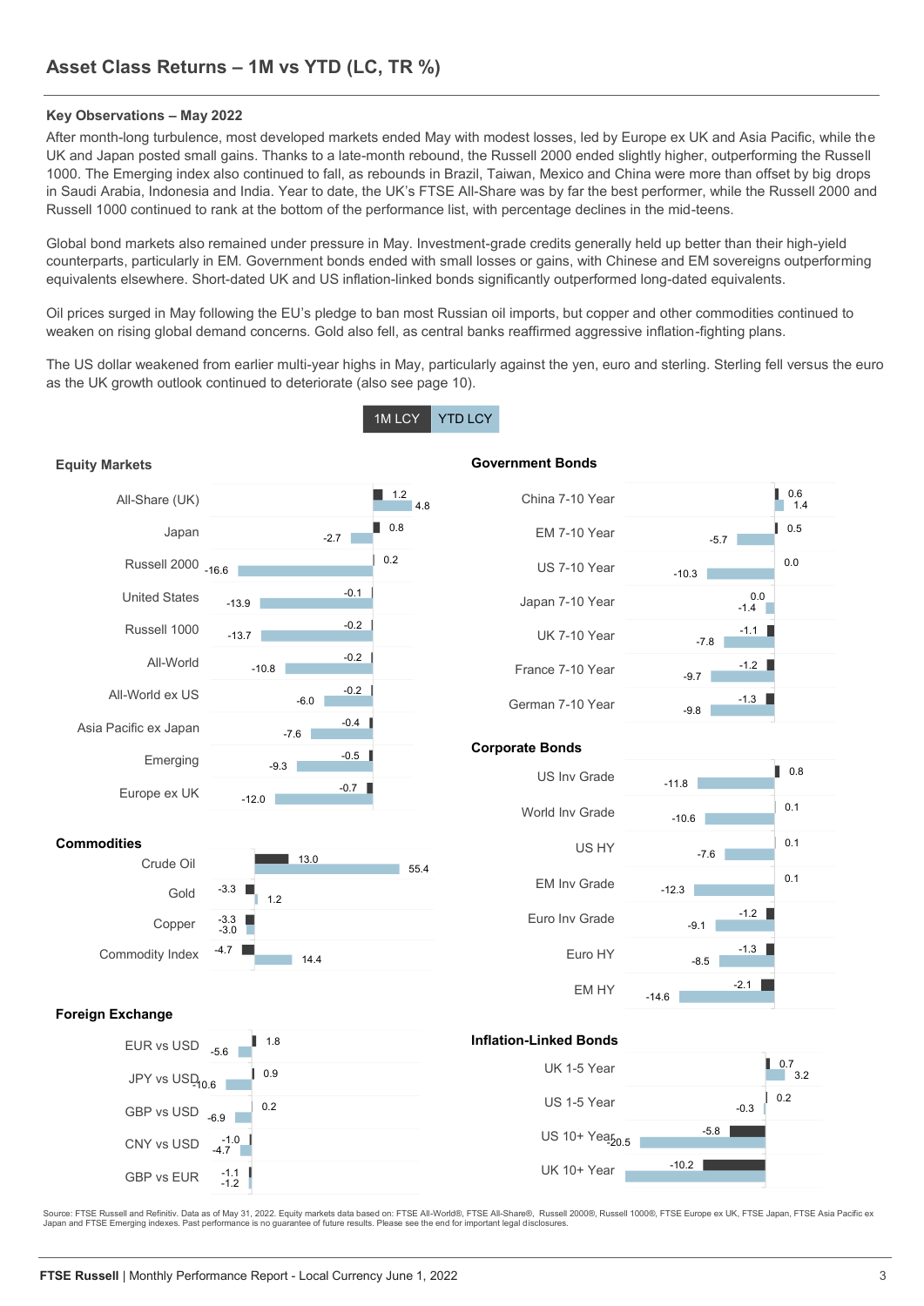## Asset Class Returns – 1M vs YTD (LC, TR %)

**Key Observations – May 2022**

After month-long turbulence, most developed markets ended May with modest losses, led by Europe ex UK and Asia Pacific, while the UK and Japan posted small gains. Thanks to a late-month rebound, the Russell 2000 ended slightly higher, outperforming the Russell 1000. The Emerging index also continued to fall, as rebounds in Brazil, Taiwan, Mexico and China were more than offset by big drops in Saudi Arabia, Indonesia and India. Year to date, the UK's FTSE All-Share was by far the best performer, while the Russell 2000 and Russell 1000 continued to rank at the bottom of the performance list, with percentage declines in the mid-teens.

Global bond markets also remained under pressure in May. Investment-grade credits generally held up better than their high-yield counterparts, particularly in EM. Government bonds ended with small losses or gains, with Chinese and EM sovereigns outperforming equivalents elsewhere. Short-dated UK and US inflation-linked bonds significantly outperformed long-dated equivalents.

Oil prices surged in May following the EU's pledge to ban most Russian oil imports, but copper and other commodities continued to weaken on rising global demand concerns. Gold also fell, as central banks reaffirmed aggressive inflation-fighting plans.

The US dollar weakened from earlier multi-year highs in May, particularly against the yen, euro and sterling. Sterling fell versus the euro as the UK growth outlook continued to deteriorate (also see page 10).

### Equity Markets

| | 1M LCY | YTD LCY |
|---|---|---|
| All-Share (UK) | 1.2 | 4.8 |
| Japan | 0.8 | -2.7 |
| Russell 2000 | 0.2 | -16.6 |
| United States | -0.1 | -13.9 |
| Russell 1000 | -0.2 | -13.7 |
| All-World | -0.2 | -10.8 |
| All-World ex US | -0.2 | -6.0 |
| Asia Pacific ex Japan | -0.4 | -7.6 |
| Emerging | -0.5 | -9.3 |
| Europe ex UK | -0.7 | -12.0 |

### Commodities

| | 1M LCY | YTD LCY |
|---|---|---|
| Crude Oil | 13.0 | 55.4 |
| Gold | -3.3 | 1.2 |
| Copper | -3.3 | -3.0 |
| Commodity Index | -4.7 | 14.4 |

### Foreign Exchange

| | 1M LCY | YTD LCY |
|---|---|---|
| EUR vs USD | 1.8 | -5.6 |
| JPY vs USD | 0.9 | -10.6 |
| GBP vs USD | 0.2 | -6.9 |
| CNY vs USD | -1.0 | -4.7 |
| GBP vs EUR | -1.1 | -1.2 |

### Government Bonds

| | 1M LCY | YTD LCY |
|---|---|---|
| China 7-10 Year | 0.6 | 1.4 |
| EM 7-10 Year | 0.5 | -5.7 |
| US 7-10 Year | 0.0 | -10.3 |
| Japan 7-10 Year | 0.0 | -1.4 |
| UK 7-10 Year | -1.1 | -7.8 |
| France 7-10 Year | -1.2 | -9.7 |
| German 7-10 Year | -1.3 | -9.8 |

### Corporate Bonds

| | 1M LCY | YTD LCY |
|---|---|---|
| US Inv Grade | 0.8 | -11.8 |
| World Inv Grade | 0.1 | -10.6 |
| US HY | 0.1 | -7.6 |
| EM Inv Grade | 0.1 | -12.3 |
| Euro Inv Grade | -1.2 | -9.1 |
| Euro HY | -1.3 | -8.5 |
| EM HY | -2.1 | -14.6 |

### Inflation-Linked Bonds

| | 1M LCY | YTD LCY |
|---|---|---|
| UK 1-5 Year | 0.7 | 3.2 |
| US 1-5 Year | 0.2 | -0.3 |
| US 10+ Year | -5.8 | -20.5 |
| UK 10+ Year | -10.2 | |

Source: FTSE Russell and Refinitiv. Data as of May 31, 2022. Equity markets data based on: FTSE All-World®, FTSE All-Share®, Russell 2000®, Russell 1000®, FTSE Europe ex UK, FTSE Japan, FTSE Asia Pacific ex Japan and FTSE Emerging indexes. Past performance is no guarantee of future results. Please see the end for important legal disclosures.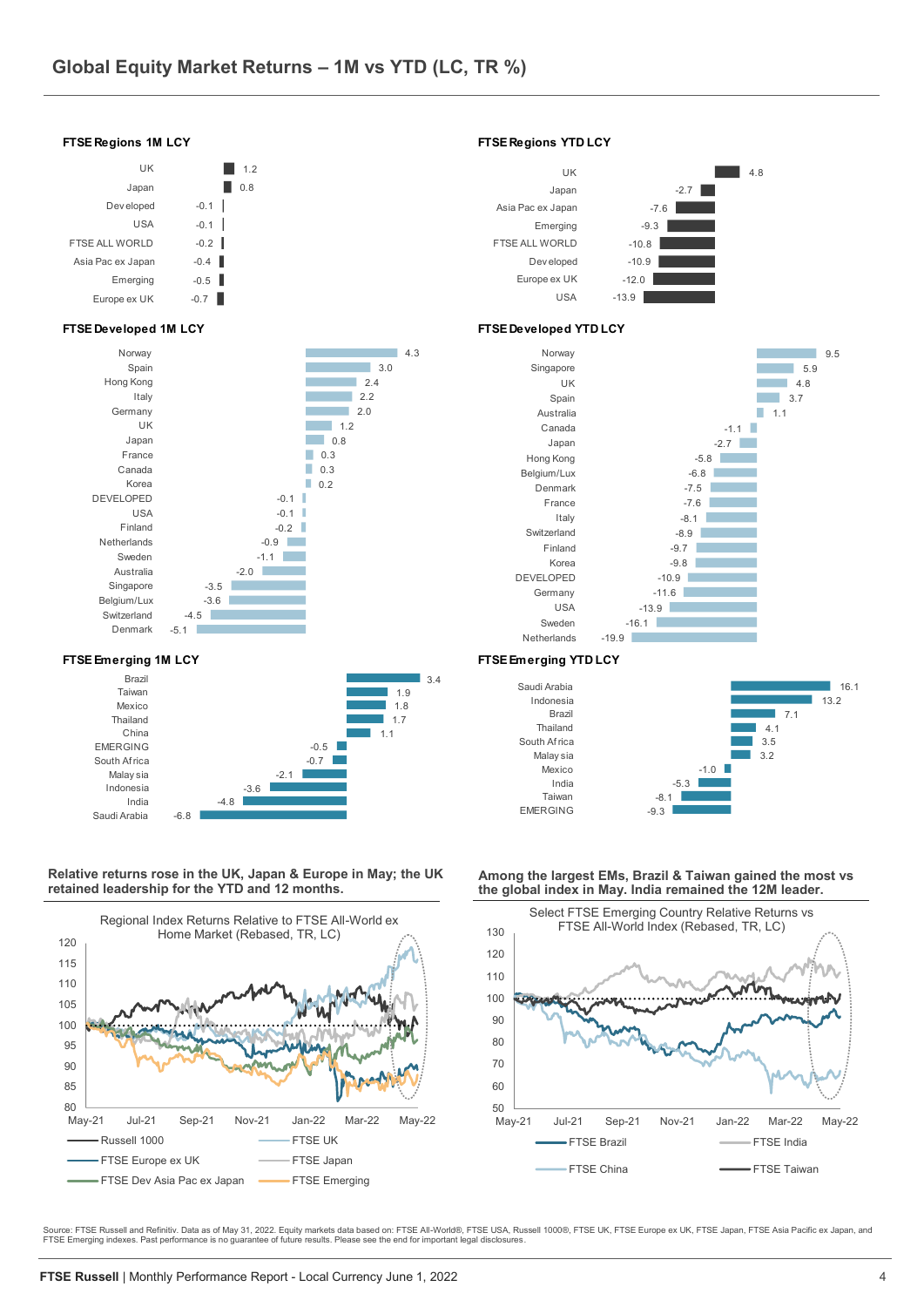# Global Equity Market Returns – 1M vs YTD (LC, TR %)

### FTSE Regions 1M LCY

| Region | 1M |
|---|---|
| UK | 1.2 |
| Japan | 0.8 |
| Developed | -0.1 |
| USA | -0.1 |
| FTSE ALL WORLD | -0.2 |
| Asia Pac ex Japan | -0.4 |
| Emerging | -0.5 |
| Europe ex UK | -0.7 |

### FTSE Regions YTD LCY

| Region | YTD |
|---|---|
| UK | 4.8 |
| Japan | -2.7 |
| Asia Pac ex Japan | -7.6 |
| Emerging | -9.3 |
| FTSE ALL WORLD | -10.8 |
| Developed | -10.9 |
| Europe ex UK | -12.0 |
| USA | -13.9 |

### FTSE Developed 1M LCY

| Country | 1M |
|---|---|
| Norway | 4.3 |
| Spain | 3.0 |
| Hong Kong | 2.4 |
| Italy | 2.2 |
| Germany | 2.0 |
| UK | 1.2 |
| Japan | 0.8 |
| France | 0.3 |
| Canada | 0.3 |
| Korea | 0.2 |
| DEVELOPED | -0.1 |
| USA | -0.1 |
| Finland | -0.2 |
| Netherlands | -0.9 |
| Sweden | -1.1 |
| Australia | -2.0 |
| Singapore | -3.5 |
| Belgium/Lux | -3.6 |
| Switzerland | -4.5 |
| Denmark | -5.1 |

### FTSE Developed YTD LCY

| Country | YTD |
|---|---|
| Norway | 9.5 |
| Singapore | 5.9 |
| UK | 4.8 |
| Spain | 3.7 |
| Australia | 1.1 |
| Canada | -1.1 |
| Japan | -2.7 |
| Hong Kong | -5.8 |
| Belgium/Lux | -6.8 |
| Denmark | -7.5 |
| France | -7.6 |
| Italy | -8.1 |
| Switzerland | -8.9 |
| Finland | -9.7 |
| Korea | -9.8 |
| DEVELOPED | -10.9 |
| Germany | -11.6 |
| USA | -13.9 |
| Sweden | -16.1 |
| Netherlands | -19.9 |

### FTSE Emerging 1M LCY

| Country | 1M |
|---|---|
| Brazil | 3.4 |
| Taiwan | 1.9 |
| Mexico | 1.8 |
| Thailand | 1.7 |
| China | 1.1 |
| EMERGING | -0.5 |
| South Africa | -0.7 |
| Malaysia | -2.1 |
| Indonesia | -3.6 |
| India | -4.8 |
| Saudi Arabia | -6.8 |

### FTSE Emerging YTD LCY

| Country | YTD |
|---|---|
| Saudi Arabia | 16.1 |
| Indonesia | 13.2 |
| Brazil | 7.1 |
| Thailand | 4.1 |
| South Africa | 3.5 |
| Malaysia | 3.2 |
| Mexico | -1.0 |
| India | -5.3 |
| Taiwan | -8.1 |
| EMERGING | -9.3 |

**Relative returns rose in the UK, Japan & Europe in May; the UK retained leadership for the YTD and 12 months.**

Regional Index Returns Relative to FTSE All-World ex Home Market (Rebased, TR, LC)

Legend: Russell 1000, FTSE UK, FTSE Europe ex UK, FTSE Japan, FTSE Dev Asia Pac ex Japan, FTSE Emerging

**Among the largest EMs, Brazil & Taiwan gained the most vs the global index in May. India remained the 12M leader.**

Select FTSE Emerging Country Relative Returns vs FTSE All-World Index (Rebased, TR, LC)

Legend: FTSE Brazil, FTSE India, FTSE China, FTSE Taiwan

Source: FTSE Russell and Refinitiv. Data as of May 31, 2022. Equity markets data based on: FTSE All-World®, FTSE USA, Russell 1000®, FTSE UK, FTSE Europe ex UK, FTSE Japan, FTSE Asia Pacific ex Japan, and FTSE Emerging indexes. Past performance is no guarantee of future results. Please see the end for important legal disclosures.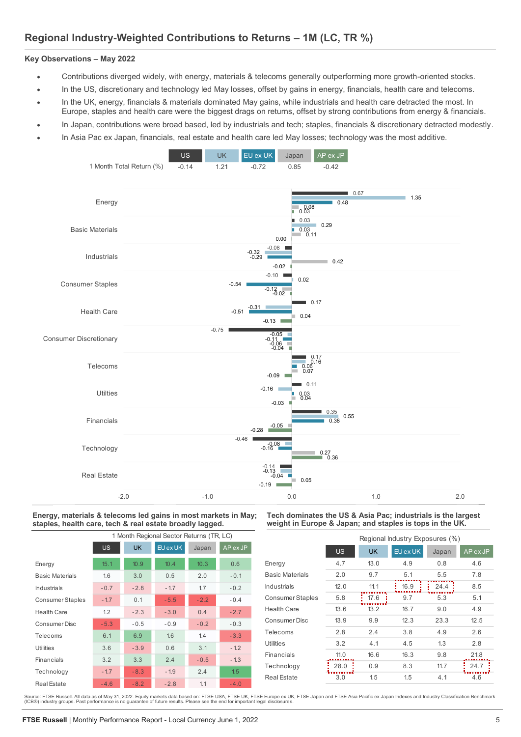## Regional Industry-Weighted Contributions to Returns – 1M (LC, TR %)

### Key Observations – May 2022

- Contributions diverged widely, with energy, materials & telecoms generally outperforming more growth-oriented stocks.
- In the US, discretionary and technology led May losses, offset by gains in energy, financials, health care and telecoms.
- In the UK, energy, financials & materials dominated May gains, while industrials and health care detracted the most. In Europe, staples and health care were the biggest drags on returns, offset by strong contributions from energy & financials.
- In Japan, contributions were broad based, led by industrials and tech; staples, financials & discretionary detracted modestly.
- In Asia Pac ex Japan, financials, real estate and health care led May losses; technology was the most additive.

| | US | UK | EU ex UK | Japan | AP ex JP |
|---|---|---|---|---|---|
| 1 Month Total Return (%) | -0.14 | 1.21 | -0.72 | 0.85 | -0.42 |

| | US | UK | EU ex UK | Japan | AP ex JP |
|---|---|---|---|---|---|
| Energy | 0.67 | 1.35 | 0.48 | 0.08 | 0.03 |
| Basic Materials | 0.03 | 0.29 | 0.03 | 0.11 | 0.00 |
| Industrials | -0.08 | -0.32 | -0.29 | 0.42 | -0.02 |
| Consumer Staples | -0.10 | 0.02 | -0.54 | -0.12 | -0.02 |
| Health Care | 0.17 | -0.31 | -0.51 | 0.04 | -0.13 |
| Consumer Discretionary | -0.75 | -0.05 | -0.11 | -0.06 | -0.04 |
| Telecoms | 0.17 | 0.16 | 0.06 | 0.07 | -0.09 |
| Utilities | 0.11 | -0.16 | 0.03 | 0.04 | -0.03 |
| Financials | 0.35 | 0.55 | 0.38 | -0.05 | -0.28 |
| Technology | -0.46 | -0.08 | -0.16 | 0.27 | 0.36 |
| Real Estate | -0.14 | -0.13 | -0.04 | 0.05 | -0.19 |

**Energy, materials & telecoms led gains in most markets in May; staples, health care, tech & real estate broadly lagged.**

1 Month Regional Sector Returns (TR, LC)

| | US | UK | EU ex UK | Japan | AP ex JP |
|---|---|---|---|---|---|
| Energy | 15.1 | 10.9 | 10.4 | 10.3 | 0.6 |
| Basic Materials | 1.6 | 3.0 | 0.5 | 2.0 | -0.1 |
| Industrials | -0.7 | -2.8 | -1.7 | 1.7 | -0.2 |
| Consumer Staples | -1.7 | 0.1 | -5.5 | -2.2 | -0.4 |
| Health Care | 1.2 | -2.3 | -3.0 | 0.4 | -2.7 |
| Consumer Disc | -5.3 | -0.5 | -0.9 | -0.2 | -0.3 |
| Telecoms | 6.1 | 6.9 | 1.6 | 1.4 | -3.3 |
| Utilities | 3.6 | -3.9 | 0.6 | 3.1 | -1.2 |
| Financials | 3.2 | 3.3 | 2.4 | -0.5 | -1.3 |
| Technology | -1.7 | -8.3 | -1.9 | 2.4 | 1.5 |
| Real Estate | -4.6 | -8.2 | -2.8 | 1.1 | -4.0 |

**Tech dominates the US & Asia Pac; industrials is the largest weight in Europe & Japan; and staples is tops in the UK.**

Regional Industry Exposures (%)

| | US | UK | EU ex UK | Japan | AP ex JP |
|---|---|---|---|---|---|
| Energy | 4.7 | 13.0 | 4.9 | 0.8 | 4.6 |
| Basic Materials | 2.0 | 9.7 | 5.1 | 5.5 | 7.8 |
| Industrials | 12.0 | 11.1 | 16.9 | 24.4 | 8.5 |
| Consumer Staples | 5.8 | 17.6 | 9.7 | 5.3 | 5.1 |
| Health Care | 13.6 | 13.2 | 16.7 | 9.0 | 4.9 |
| Consumer Disc | 13.9 | 9.9 | 12.3 | 23.3 | 12.5 |
| Telecoms | 2.8 | 2.4 | 3.8 | 4.9 | 2.6 |
| Utilities | 3.2 | 4.1 | 4.5 | 1.3 | 2.8 |
| Financials | 11.0 | 16.6 | 16.3 | 9.8 | 21.8 |
| Technology | 28.0 | 0.9 | 8.3 | 11.7 | 24.7 |
| Real Estate | 3.0 | 1.5 | 1.5 | 4.1 | 4.6 |

Source: FTSE Russell. All data as of May 31, 2022. Equity markets data based on: FTSE USA, FTSE UK, FTSE Europe ex UK, FTSE Japan and FTSE Asia Pacific ex Japan Indexes and Industry Classification Benchmark (ICB®) industry groups. Past performance is no guarantee of future results. Please see the end for important legal disclosures.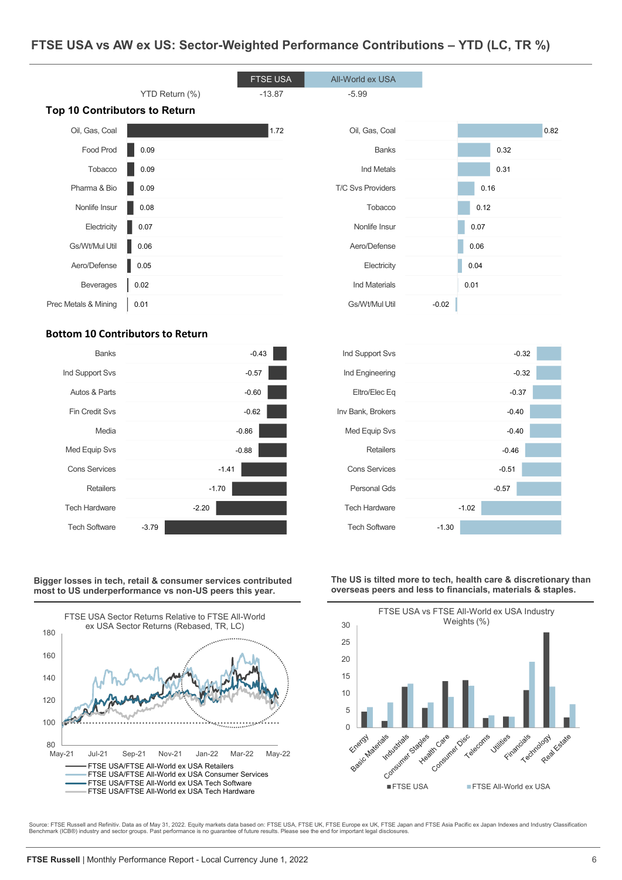## FTSE USA vs AW ex US: Sector-Weighted Performance Contributions – YTD (LC, TR %)

| | FTSE USA | All-World ex USA |
|---|---|---|
| YTD Return (%) | -13.87 | -5.99 |

### Top 10 Contributors to Return

| FTSE USA | | All-World ex USA | |
|---|---|---|---|
| Oil, Gas, Coal | 1.72 | Oil, Gas, Coal | 0.82 |
| Food Prod | 0.09 | Banks | 0.32 |
| Tobacco | 0.09 | Ind Metals | 0.31 |
| Pharma & Bio | 0.09 | T/C Svs Providers | 0.16 |
| Nonlife Insur | 0.08 | Tobacco | 0.12 |
| Electricity | 0.07 | Nonlife Insur | 0.07 |
| Gs/Wt/Mul Util | 0.06 | Aero/Defense | 0.06 |
| Aero/Defense | 0.05 | Electricity | 0.04 |
| Beverages | 0.02 | Ind Materials | 0.01 |
| Prec Metals & Mining | 0.01 | Gs/Wt/Mul Util | -0.02 |

### Bottom 10 Contributors to Return

| FTSE USA | | All-World ex USA | |
|---|---|---|---|
| Banks | -0.43 | Ind Support Svs | -0.32 |
| Ind Support Svs | -0.57 | Ind Engineering | -0.32 |
| Autos & Parts | -0.60 | Eltro/Elec Eq | -0.37 |
| Fin Credit Svs | -0.62 | Inv Bank, Brokers | -0.40 |
| Media | -0.86 | Med Equip Svs | -0.40 |
| Med Equip Svs | -0.88 | Retailers | -0.46 |
| Cons Services | -1.41 | Cons Services | -0.51 |
| Retailers | -1.70 | Personal Gds | -0.57 |
| Tech Hardware | -2.20 | Tech Hardware | -1.02 |
| Tech Software | -3.79 | Tech Software | -1.30 |

**Bigger losses in tech, retail & consumer services contributed most to US underperformance vs non-US peers this year.**

FTSE USA Sector Returns Relative to FTSE All-World ex USA Sector Returns (Rebased, TR, LC)

- FTSE USA/FTSE All-World ex USA Retailers
- FTSE USA/FTSE All-World ex USA Consumer Services
- FTSE USA/FTSE All-World ex USA Tech Software
- FTSE USA/FTSE All-World ex USA Tech Hardware

**The US is tilted more to tech, health care & discretionary than overseas peers and less to financials, materials & staples.**

FTSE USA vs FTSE All-World ex USA Industry Weights (%)

- FTSE USA
- FTSE All-World ex USA

Source: FTSE Russell and Refinitiv. Data as of May 31, 2022. Equity markets data based on: FTSE USA, FTSE UK, FTSE Europe ex UK, FTSE Japan and FTSE Asia Pacific ex Japan Indexes and Industry Classification Benchmark (ICB®) industry and sector groups. Past performance is no guarantee of future results. Please see the end for important legal disclosures.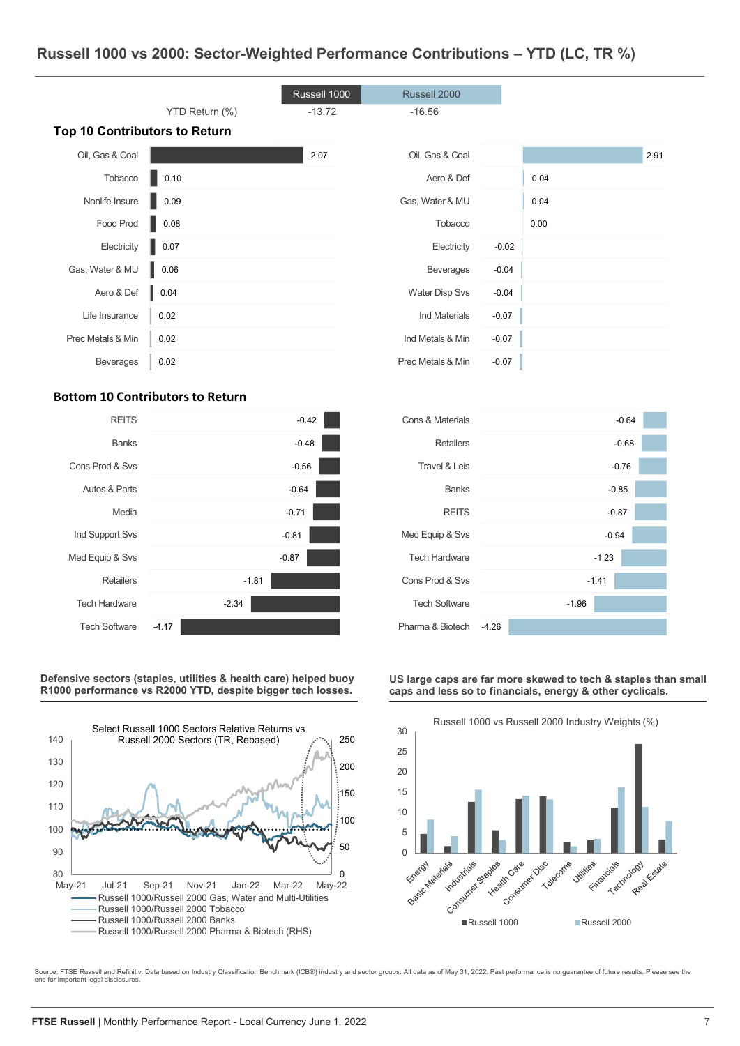# Russell 1000 vs 2000: Sector-Weighted Performance Contributions – YTD (LC, TR %)

| | Russell 1000 | Russell 2000 |
|---|---|---|
| YTD Return (%) | -13.72 | -16.56 |

## Top 10 Contributors to Return

| Russell 1000 | | Russell 2000 | |
|---|---|---|---|
| Oil, Gas & Coal | 2.07 | Oil, Gas & Coal | 2.91 |
| Tobacco | 0.10 | Aero & Def | 0.04 |
| Nonlife Insure | 0.09 | Gas, Water & MU | 0.04 |
| Food Prod | 0.08 | Tobacco | 0.00 |
| Electricity | 0.07 | Electricity | -0.02 |
| Gas, Water & MU | 0.06 | Beverages | -0.04 |
| Aero & Def | 0.04 | Water Disp Svs | -0.04 |
| Life Insurance | 0.02 | Ind Materials | -0.07 |
| Prec Metals & Min | 0.02 | Ind Metals & Min | -0.07 |
| Beverages | 0.02 | Prec Metals & Min | -0.07 |

## Bottom 10 Contributors to Return

| Russell 1000 | | Russell 2000 | |
|---|---|---|---|
| REITS | -0.42 | Cons & Materials | -0.64 |
| Banks | -0.48 | Retailers | -0.68 |
| Cons Prod & Svs | -0.56 | Travel & Leis | -0.76 |
| Autos & Parts | -0.64 | Banks | -0.85 |
| Media | -0.71 | REITS | -0.87 |
| Ind Support Svs | -0.81 | Med Equip & Svs | -0.94 |
| Med Equip & Svs | -0.87 | Tech Hardware | -1.23 |
| Retailers | -1.81 | Cons Prod & Svs | -1.41 |
| Tech Hardware | -2.34 | Tech Software | -1.96 |
| Tech Software | -4.17 | Pharma & Biotech | -4.26 |

**Defensive sectors (staples, utilities & health care) helped buoy R1000 performance vs R2000 YTD, despite bigger tech losses.**

Select Russell 1000 Sectors Relative Returns vs Russell 2000 Sectors (TR, Rebased)

- Russell 1000/Russell 2000 Gas, Water and Multi-Utilities
- Russell 1000/Russell 2000 Tobacco
- Russell 1000/Russell 2000 Banks
- Russell 1000/Russell 2000 Pharma & Biotech (RHS)

**US large caps are far more skewed to tech & staples than small caps and less so to financials, energy & other cyclicals.**

Russell 1000 vs Russell 2000 Industry Weights (%)

- Russell 1000
- Russell 2000

Source: FTSE Russell and Refinitiv. Data based on Industry Classification Benchmark (ICB®) industry and sector groups. All data as of May 31, 2022. Past performance is no guarantee of future results. Please see the end for important legal disclosures.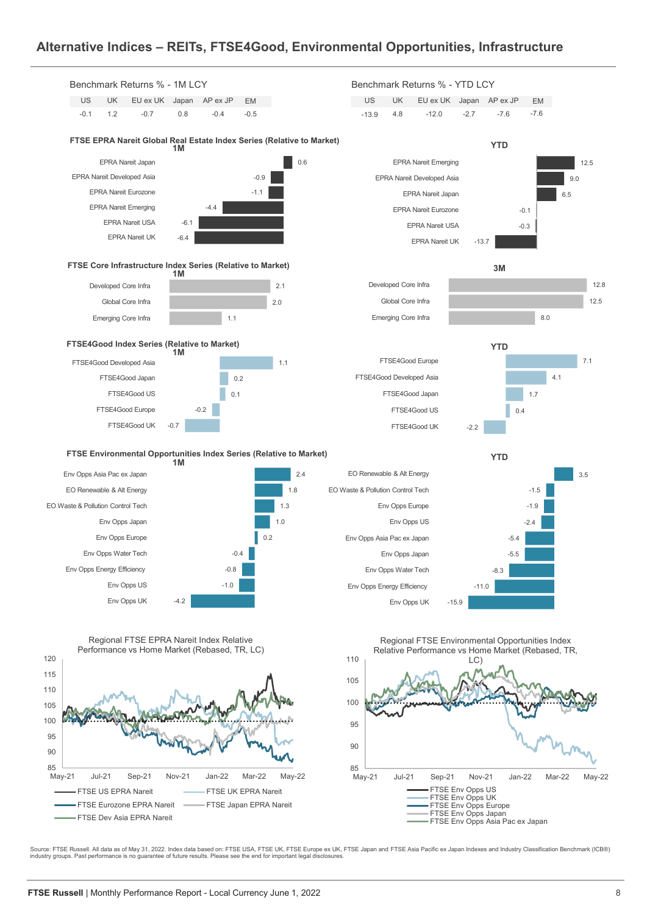# Alternative Indices – REITs, FTSE4Good, Environmental Opportunities, Infrastructure

**Benchmark Returns % - 1M LCY**

| US | UK | EU ex UK | Japan | AP ex JP | EM |
|---|---|---|---|---|---|
| -0.1 | 1.2 | -0.7 | 0.8 | -0.4 | -0.5 |

**Benchmark Returns % - YTD LCY**

| US | UK | EU ex UK | Japan | AP ex JP | EM |
|---|---|---|---|---|---|
| -13.9 | 4.8 | -12.0 | -2.7 | -7.6 | -7.6 |

### FTSE EPRA Nareit Global Real Estate Index Series (Relative to Market)

**1M**

| Index | 1M |
|---|---|
| EPRA Nareit Japan | 0.6 |
| EPRA Nareit Developed Asia | -0.9 |
| EPRA Nareit Eurozone | -1.1 |
| EPRA Nareit Emerging | -4.4 |
| EPRA Nareit USA | -6.1 |
| EPRA Nareit UK | -6.4 |

**YTD**

| Index | YTD |
|---|---|
| EPRA Nareit Emerging | 12.5 |
| EPRA Nareit Developed Asia | 9.0 |
| EPRA Nareit Japan | 6.5 |
| EPRA Nareit Eurozone | -0.1 |
| EPRA Nareit USA | -0.3 |
| EPRA Nareit UK | -13.7 |

### FTSE Core Infrastructure Index Series (Relative to Market)

**1M**

| Index | 1M |
|---|---|
| Developed Core Infra | 2.1 |
| Global Core Infra | 2.0 |
| Emerging Core Infra | 1.1 |

**3M**

| Index | 3M |
|---|---|
| Developed Core Infra | 12.8 |
| Global Core Infra | 12.5 |
| Emerging Core Infra | 8.0 |

### FTSE4Good Index Series (Relative to Market)

**1M**

| Index | 1M |
|---|---|
| FTSE4Good Developed Asia | 1.1 |
| FTSE4Good Japan | 0.2 |
| FTSE4Good US | 0.1 |
| FTSE4Good Europe | -0.2 |
| FTSE4Good UK | -0.7 |

**YTD**

| Index | YTD |
|---|---|
| FTSE4Good Europe | 7.1 |
| FTSE4Good Developed Asia | 4.1 |
| FTSE4Good Japan | 1.7 |
| FTSE4Good US | 0.4 |
| FTSE4Good UK | -2.2 |

### FTSE Environmental Opportunities Index Series (Relative to Market)

**1M**

| Index | 1M |
|---|---|
| Env Opps Asia Pac ex Japan | 2.4 |
| EO Renewable & Alt Energy | 1.8 |
| EO Waste & Pollution Control Tech | 1.3 |
| Env Opps Japan | 1.0 |
| Env Opps Europe | 0.2 |
| Env Opps Water Tech | -0.4 |
| Env Opps Energy Efficiency | -0.8 |
| Env Opps US | -1.0 |
| Env Opps UK | -4.2 |

**YTD**

| Index | YTD |
|---|---|
| EO Renewable & Alt Energy | 3.5 |
| EO Waste & Pollution Control Tech | -1.5 |
| Env Opps Europe | -1.9 |
| Env Opps US | -2.4 |
| Env Opps Asia Pac ex Japan | -5.4 |
| Env Opps Japan | -5.5 |
| Env Opps Water Tech | -8.3 |
| Env Opps Energy Efficiency | -11.0 |
| Env Opps UK | -15.9 |

**Regional FTSE EPRA Nareit Index Relative Performance vs Home Market (Rebased, TR, LC)**

Legend: FTSE US EPRA Nareit; FTSE UK EPRA Nareit; FTSE Eurozone EPRA Nareit; FTSE Japan EPRA Nareit; FTSE Dev Asia EPRA Nareit

**Regional FTSE Environmental Opportunities Index Relative Performance vs Home Market (Rebased, TR, LC)**

Legend: FTSE Env Opps US; FTSE Env Opps UK; FTSE Env Opps Europe; FTSE Env Opps Japan; FTSE Env Opps Asia Pac ex Japan

Source: FTSE Russell. All data as of May 31, 2022. Index data based on: FTSE USA, FTSE UK, FTSE Europe ex UK, FTSE Japan and FTSE Asia Pacific ex Japan Indexes and Industry Classification Benchmark (ICB®) industry groups. Past performance is no guarantee of future results. Please see the end for important legal disclosures.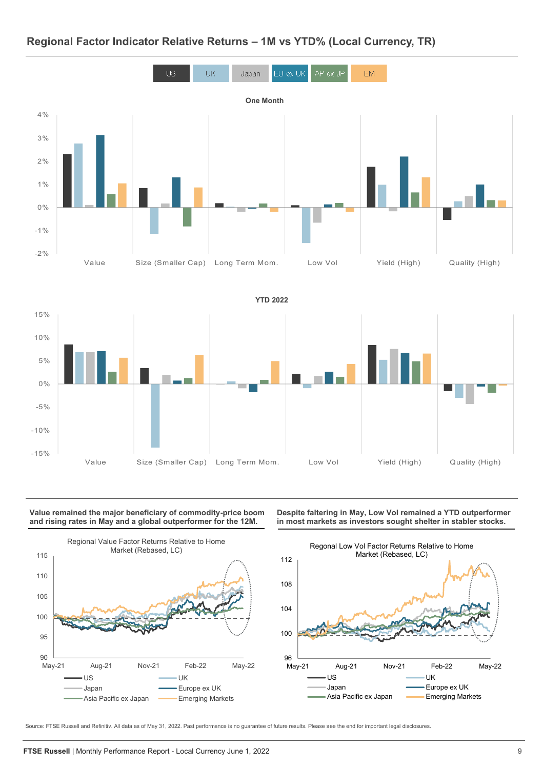## Regional Factor Indicator Relative Returns – 1M vs YTD% (Local Currency, TR)

US | UK | Japan | EU ex UK | AP ex JP | EM

One Month

YTD 2022

**Value remained the major beneficiary of commodity-price boom and rising rates in May and a global outperformer for the 12M.**

Regional Value Factor Returns Relative to Home Market (Rebased, LC)

**Despite faltering in May, Low Vol remained a YTD outperformer in most markets as investors sought shelter in stabler stocks.**

Regonal Low Vol Factor Returns Relative to Home Market (Rebased, LC)

Source: FTSE Russell and Refinitiv. All data as of May 31, 2022. Past performance is no guarantee of future results. Please see the end for important legal disclosures.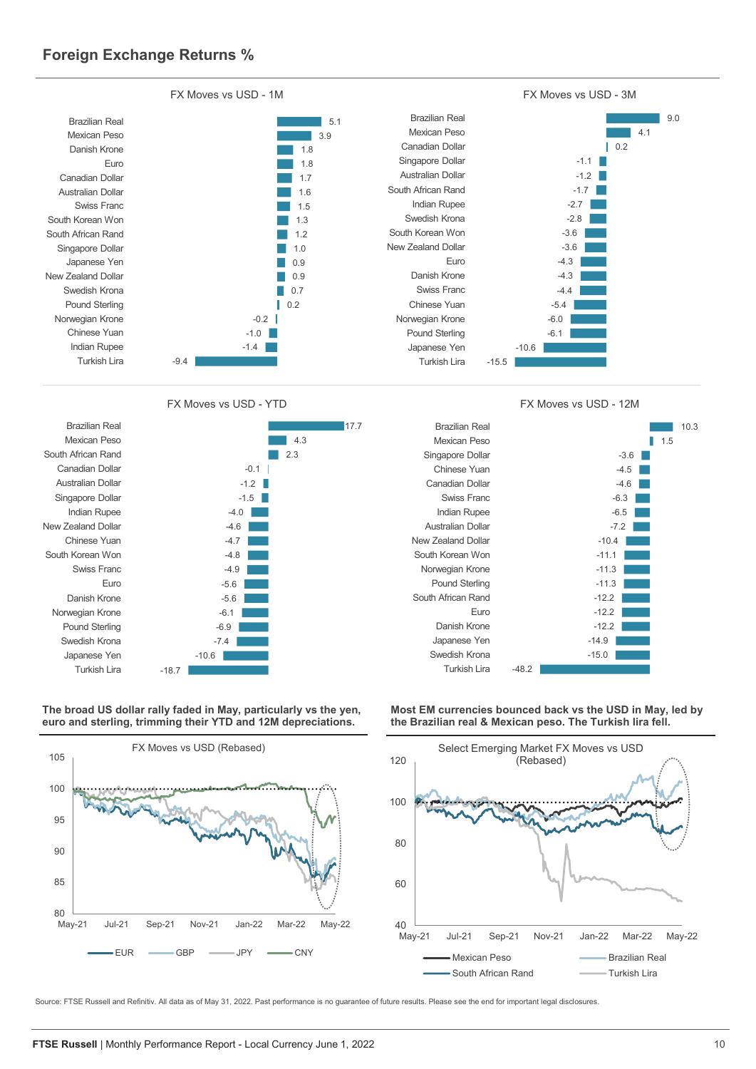## Foreign Exchange Returns %

**FX Moves vs USD - 1M**

| Currency | % |
|---|---|
| Brazilian Real | 5.1 |
| Mexican Peso | 3.9 |
| Danish Krone | 1.8 |
| Euro | 1.8 |
| Canadian Dollar | 1.7 |
| Australian Dollar | 1.6 |
| Swiss Franc | 1.5 |
| South Korean Won | 1.3 |
| South African Rand | 1.2 |
| Singapore Dollar | 1.0 |
| Japanese Yen | 0.9 |
| New Zealand Dollar | 0.9 |
| Swedish Krona | 0.7 |
| Pound Sterling | 0.2 |
| Norwegian Krone | -0.2 |
| Chinese Yuan | -1.0 |
| Indian Rupee | -1.4 |
| Turkish Lira | -9.4 |

**FX Moves vs USD - 3M**

| Currency | % |
|---|---|
| Brazilian Real | 9.0 |
| Mexican Peso | 4.1 |
| Canadian Dollar | 0.2 |
| Singapore Dollar | -1.1 |
| Australian Dollar | -1.2 |
| South African Rand | -1.7 |
| Indian Rupee | -2.7 |
| Swedish Krona | -2.8 |
| South Korean Won | -3.6 |
| New Zealand Dollar | -3.6 |
| Euro | -4.3 |
| Danish Krone | -4.3 |
| Swiss Franc | -4.4 |
| Chinese Yuan | -5.4 |
| Norwegian Krone | -6.0 |
| Pound Sterling | -6.1 |
| Japanese Yen | -10.6 |
| Turkish Lira | -15.5 |

**FX Moves vs USD - YTD**

| Currency | % |
|---|---|
| Brazilian Real | 17.7 |
| Mexican Peso | 4.3 |
| South African Rand | 2.3 |
| Canadian Dollar | -0.1 |
| Australian Dollar | -1.2 |
| Singapore Dollar | -1.5 |
| Indian Rupee | -4.0 |
| New Zealand Dollar | -4.6 |
| Chinese Yuan | -4.7 |
| South Korean Won | -4.8 |
| Swiss Franc | -4.9 |
| Euro | -5.6 |
| Danish Krone | -5.6 |
| Norwegian Krone | -6.1 |
| Pound Sterling | -6.9 |
| Swedish Krona | -7.4 |
| Japanese Yen | -10.6 |
| Turkish Lira | -18.7 |

**FX Moves vs USD - 12M**

| Currency | % |
|---|---|
| Brazilian Real | 10.3 |
| Mexican Peso | 1.5 |
| Singapore Dollar | -3.6 |
| Chinese Yuan | -4.5 |
| Canadian Dollar | -4.6 |
| Swiss Franc | -6.3 |
| Indian Rupee | -6.5 |
| Australian Dollar | -7.2 |
| New Zealand Dollar | -10.4 |
| South Korean Won | -11.1 |
| Norwegian Krone | -11.3 |
| Pound Sterling | -11.3 |
| South African Rand | -12.2 |
| Euro | -12.2 |
| Danish Krone | -12.2 |
| Japanese Yen | -14.9 |
| Swedish Krona | -15.0 |
| Turkish Lira | -48.2 |

**The broad US dollar rally faded in May, particularly vs the yen, euro and sterling, trimming their YTD and 12M depreciations.**

FX Moves vs USD (Rebased)

EUR, GBP, JPY, CNY

**Most EM currencies bounced back vs the USD in May, led by the Brazilian real & Mexican peso. The Turkish lira fell.**

Select Emerging Market FX Moves vs USD (Rebased)

Mexican Peso, Brazilian Real, South African Rand, Turkish Lira

Source: FTSE Russell and Refinitiv. All data as of May 31, 2022. Past performance is no guarantee of future results. Please see the end for important legal disclosures.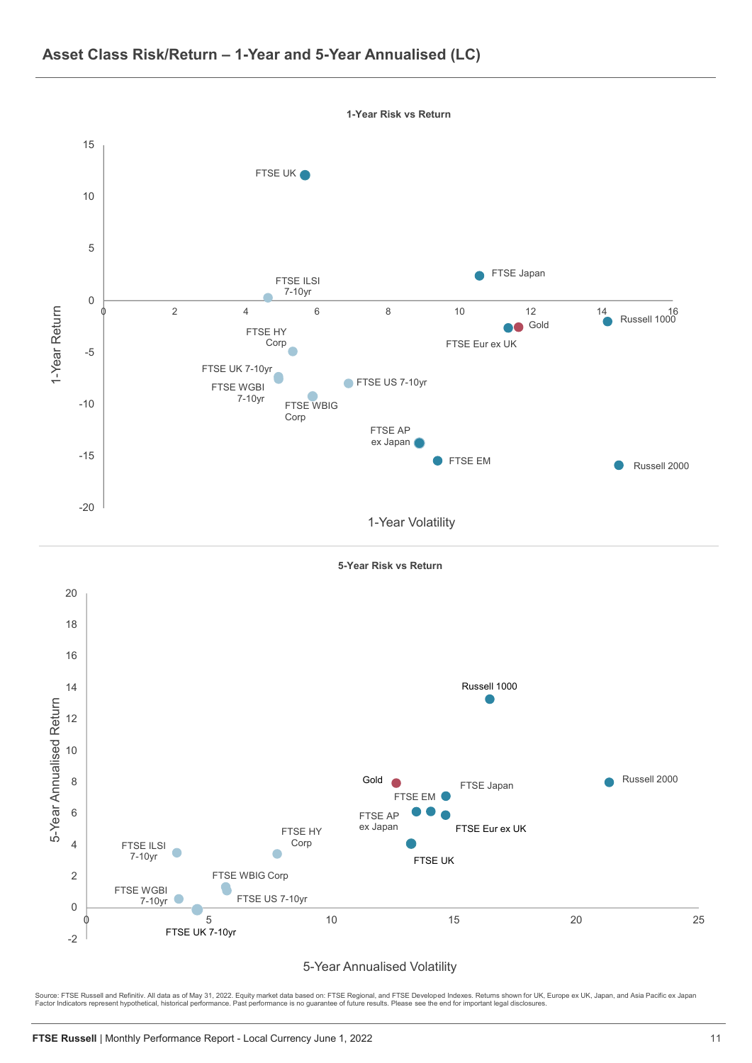## Asset Class Risk/Return – 1-Year and 5-Year Annualised (LC)

**1-Year Risk vs Return**

1-Year Return (y-axis: -20 to 15); 1-Year Volatility (x-axis: 0 to 16)

FTSE UK, FTSE Japan, FTSE ILSI 7-10yr, Gold, Russell 1000, FTSE Eur ex UK, FTSE HY Corp, FTSE UK 7-10yr, FTSE WGBI 7-10yr, FTSE US 7-10yr, FTSE WBIG Corp, FTSE AP ex Japan, FTSE EM, Russell 2000

**5-Year Risk vs Return**

5-Year Annualised Return (y-axis: -2 to 20); 5-Year Annualised Volatility (x-axis: 0 to 25)

Russell 1000, Gold, FTSE Japan, Russell 2000, FTSE EM, FTSE AP ex Japan, FTSE Eur ex UK, FTSE ILSI 7-10yr, FTSE HY Corp, FTSE UK, FTSE WBIG Corp, FTSE WGBI 7-10yr, FTSE US 7-10yr, FTSE UK 7-10yr

Source: FTSE Russell and Refinitiv. All data as of May 31, 2022. Equity market data based on: FTSE Regional, and FTSE Developed Indexes. Returns shown for UK, Europe ex UK, Japan, and Asia Pacific ex Japan Factor Indicators represent hypothetical, historical performance. Past performance is no guarantee of future results. Please see the end for important legal disclosures.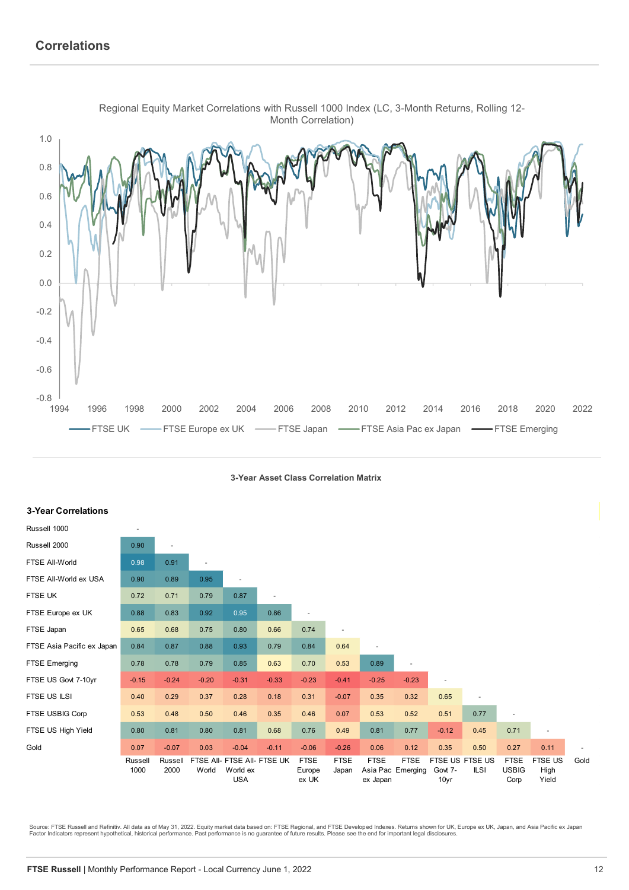## Correlations

Regional Equity Market Correlations with Russell 1000 Index (LC, 3-Month Returns, Rolling 12-Month Correlation)

FTSE UK | FTSE Europe ex UK | FTSE Japan | FTSE Asia Pac ex Japan | FTSE Emerging

**3-Year Asset Class Correlation Matrix**

**3-Year Correlations**

| | Russell 1000 | Russell 2000 | FTSE All-World | FTSE All-World ex USA | FTSE UK | FTSE Europe ex UK | FTSE Japan | FTSE Asia Pac ex Japan | FTSE Emerging | FTSE US Govt 7-10yr | FTSE US ILSI | FTSE USBIG Corp | FTSE US High Yield | Gold |
|---|---|---|---|---|---|---|---|---|---|---|---|---|---|---|
| Russell 1000 | - | | | | | | | | | | | | | |
| Russell 2000 | 0.90 | - | | | | | | | | | | | | |
| FTSE All-World | 0.98 | 0.91 | - | | | | | | | | | | | |
| FTSE All-World ex USA | 0.90 | 0.89 | 0.95 | - | | | | | | | | | | |
| FTSE UK | 0.72 | 0.71 | 0.79 | 0.87 | - | | | | | | | | | |
| FTSE Europe ex UK | 0.88 | 0.83 | 0.92 | 0.95 | 0.86 | - | | | | | | | | |
| FTSE Japan | 0.65 | 0.68 | 0.75 | 0.80 | 0.66 | 0.74 | - | | | | | | | |
| FTSE Asia Pacific ex Japan | 0.84 | 0.87 | 0.88 | 0.93 | 0.79 | 0.84 | 0.64 | - | | | | | | |
| FTSE Emerging | 0.78 | 0.78 | 0.79 | 0.85 | 0.63 | 0.70 | 0.53 | 0.89 | - | | | | | |
| FTSE US Govt 7-10yr | -0.15 | -0.24 | -0.20 | -0.31 | -0.33 | -0.23 | -0.41 | -0.25 | -0.23 | - | | | | |
| FTSE US ILSI | 0.40 | 0.29 | 0.37 | 0.28 | 0.18 | 0.31 | -0.07 | 0.35 | 0.32 | 0.65 | - | | | |
| FTSE USBIG Corp | 0.53 | 0.48 | 0.50 | 0.46 | 0.35 | 0.46 | 0.07 | 0.53 | 0.52 | 0.51 | 0.77 | - | | |
| FTSE US High Yield | 0.80 | 0.81 | 0.80 | 0.81 | 0.68 | 0.76 | 0.49 | 0.81 | 0.77 | -0.12 | 0.45 | 0.71 | - | |
| Gold | 0.07 | -0.07 | 0.03 | -0.04 | -0.11 | -0.06 | -0.26 | 0.06 | 0.12 | 0.35 | 0.50 | 0.27 | 0.11 | - |

Source: FTSE Russell and Refinitiv. All data as of May 31, 2022. Equity market data based on: FTSE Regional, and FTSE Developed Indexes. Returns shown for UK, Europe ex UK, Japan, and Asia Pacific ex Japan Factor Indicators represent hypothetical, historical performance. Past performance is no guarantee of future results. Please see the end for important legal disclosures.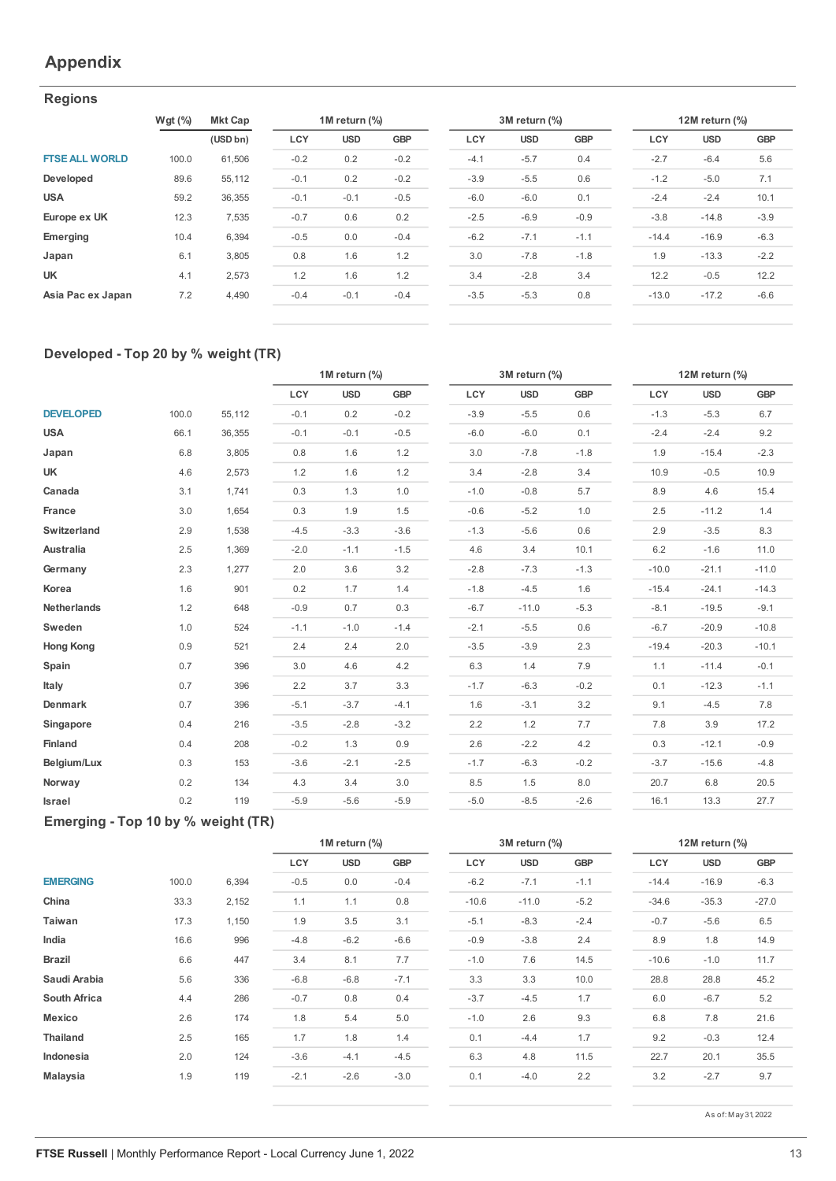# Appendix

## Regions

| | Wgt (%) | Mkt Cap | 1M return (%) | | | 3M return (%) | | | 12M return (%) | | |
|---|---|---|---|---|---|---|---|---|---|---|---|
| | | (USD bn) | LCY | USD | GBP | LCY | USD | GBP | LCY | USD | GBP |
| FTSE ALL WORLD | 100.0 | 61,506 | -0.2 | 0.2 | -0.2 | -4.1 | -5.7 | 0.4 | -2.7 | -6.4 | 5.6 |
| Developed | 89.6 | 55,112 | -0.1 | 0.2 | -0.2 | -3.9 | -5.5 | 0.6 | -1.2 | -5.0 | 7.1 |
| USA | 59.2 | 36,355 | -0.1 | -0.1 | -0.5 | -6.0 | -6.0 | 0.1 | -2.4 | -2.4 | 10.1 |
| Europe ex UK | 12.3 | 7,535 | -0.7 | 0.6 | 0.2 | -2.5 | -6.9 | -0.9 | -3.8 | -14.8 | -3.9 |
| Emerging | 10.4 | 6,394 | -0.5 | 0.0 | -0.4 | -6.2 | -7.1 | -1.1 | -14.4 | -16.9 | -6.3 |
| Japan | 6.1 | 3,805 | 0.8 | 1.6 | 1.2 | 3.0 | -7.8 | -1.8 | 1.9 | -13.3 | -2.2 |
| UK | 4.1 | 2,573 | 1.2 | 1.6 | 1.2 | 3.4 | -2.8 | 3.4 | 12.2 | -0.5 | 12.2 |
| Asia Pac ex Japan | 7.2 | 4,490 | -0.4 | -0.1 | -0.4 | -3.5 | -5.3 | 0.8 | -13.0 | -17.2 | -6.6 |

## Developed - Top 20 by % weight (TR)

| | | | 1M return (%) | | | 3M return (%) | | | 12M return (%) | | |
|---|---|---|---|---|---|---|---|---|---|---|---|
| | | | LCY | USD | GBP | LCY | USD | GBP | LCY | USD | GBP |
| DEVELOPED | 100.0 | 55,112 | -0.1 | 0.2 | -0.2 | -3.9 | -5.5 | 0.6 | -1.3 | -5.3 | 6.7 |
| USA | 66.1 | 36,355 | -0.1 | -0.1 | -0.5 | -6.0 | -6.0 | 0.1 | -2.4 | -2.4 | 9.2 |
| Japan | 6.8 | 3,805 | 0.8 | 1.6 | 1.2 | 3.0 | -7.8 | -1.8 | 1.9 | -15.4 | -2.3 |
| UK | 4.6 | 2,573 | 1.2 | 1.6 | 1.2 | 3.4 | -2.8 | 3.4 | 10.9 | -0.5 | 10.9 |
| Canada | 3.1 | 1,741 | 0.3 | 1.3 | 1.0 | -1.0 | -0.8 | 5.7 | 8.9 | 4.6 | 15.4 |
| France | 3.0 | 1,654 | 0.3 | 1.9 | 1.5 | -0.6 | -5.2 | 1.0 | 2.5 | -11.2 | 1.4 |
| Switzerland | 2.9 | 1,538 | -4.5 | -3.3 | -3.6 | -1.3 | -5.6 | 0.6 | 2.9 | -3.5 | 8.3 |
| Australia | 2.5 | 1,369 | -2.0 | -1.1 | -1.5 | 4.6 | 3.4 | 10.1 | 6.2 | -1.6 | 11.0 |
| Germany | 2.3 | 1,277 | 2.0 | 3.6 | 3.2 | -2.8 | -7.3 | -1.3 | -10.0 | -21.1 | -11.0 |
| Korea | 1.6 | 901 | 0.2 | 1.7 | 1.4 | -1.8 | -4.5 | 1.6 | -15.4 | -24.1 | -14.3 |
| Netherlands | 1.2 | 648 | -0.9 | 0.7 | 0.3 | -6.7 | -11.0 | -5.3 | -8.1 | -19.5 | -9.1 |
| Sweden | 1.0 | 524 | -1.1 | -1.0 | -1.4 | -2.1 | -5.5 | 0.6 | -6.7 | -20.9 | -10.8 |
| Hong Kong | 0.9 | 521 | 2.4 | 2.4 | 2.0 | -3.5 | -3.9 | 2.3 | -19.4 | -20.3 | -10.1 |
| Spain | 0.7 | 396 | 3.0 | 4.6 | 4.2 | 6.3 | 1.4 | 7.9 | 1.1 | -11.4 | -0.1 |
| Italy | 0.7 | 396 | 2.2 | 3.7 | 3.3 | -1.7 | -6.3 | -0.2 | 0.1 | -12.3 | -1.1 |
| Denmark | 0.7 | 396 | -5.1 | -3.7 | -4.1 | 1.6 | -3.1 | 3.2 | 9.1 | -4.5 | 7.8 |
| Singapore | 0.4 | 216 | -3.5 | -2.8 | -3.2 | 2.2 | 1.2 | 7.7 | 7.8 | 3.9 | 17.2 |
| Finland | 0.4 | 208 | -0.2 | 1.3 | 0.9 | 2.6 | -2.2 | 4.2 | 0.3 | -12.1 | -0.9 |
| Belgium/Lux | 0.3 | 153 | -3.6 | -2.1 | -2.5 | -1.7 | -6.3 | -0.2 | -3.7 | -15.6 | -4.8 |
| Norway | 0.2 | 134 | 4.3 | 3.4 | 3.0 | 8.5 | 1.5 | 8.0 | 20.7 | 6.8 | 20.5 |
| Israel | 0.2 | 119 | -5.9 | -5.6 | -5.9 | -5.0 | -8.5 | -2.6 | 16.1 | 13.3 | 27.7 |

## Emerging - Top 10 by % weight (TR)

| | | | 1M return (%) | | | 3M return (%) | | | 12M return (%) | | |
|---|---|---|---|---|---|---|---|---|---|---|---|
| | | | LCY | USD | GBP | LCY | USD | GBP | LCY | USD | GBP |
| EMERGING | 100.0 | 6,394 | -0.5 | 0.0 | -0.4 | -6.2 | -7.1 | -1.1 | -14.4 | -16.9 | -6.3 |
| China | 33.3 | 2,152 | 1.1 | 1.1 | 0.8 | -10.6 | -11.0 | -5.2 | -34.6 | -35.3 | -27.0 |
| Taiwan | 17.3 | 1,150 | 1.9 | 3.5 | 3.1 | -5.1 | -8.3 | -2.4 | -0.7 | -5.6 | 6.5 |
| India | 16.6 | 996 | -4.8 | -6.2 | -6.6 | -0.9 | -3.8 | 2.4 | 8.9 | 1.8 | 14.9 |
| Brazil | 6.6 | 447 | 3.4 | 8.1 | 7.7 | -1.0 | 7.6 | 14.5 | -10.6 | -1.0 | 11.7 |
| Saudi Arabia | 5.6 | 336 | -6.8 | -6.8 | -7.1 | 3.3 | 3.3 | 10.0 | 28.8 | 28.8 | 45.2 |
| South Africa | 4.4 | 286 | -0.7 | 0.8 | 0.4 | -3.7 | -4.5 | 1.7 | 6.0 | -6.7 | 5.2 |
| Mexico | 2.6 | 174 | 1.8 | 5.4 | 5.0 | -1.0 | 2.6 | 9.3 | 6.8 | 7.8 | 21.6 |
| Thailand | 2.5 | 165 | 1.7 | 1.8 | 1.4 | 0.1 | -4.4 | 1.7 | 9.2 | -0.3 | 12.4 |
| Indonesia | 2.0 | 124 | -3.6 | -4.1 | -4.5 | 6.3 | 4.8 | 11.5 | 22.7 | 20.1 | 35.5 |
| Malaysia | 1.9 | 119 | -2.1 | -2.6 | -3.0 | 0.1 | -4.0 | 2.2 | 3.2 | -2.7 | 9.7 |

As of: May 31, 2022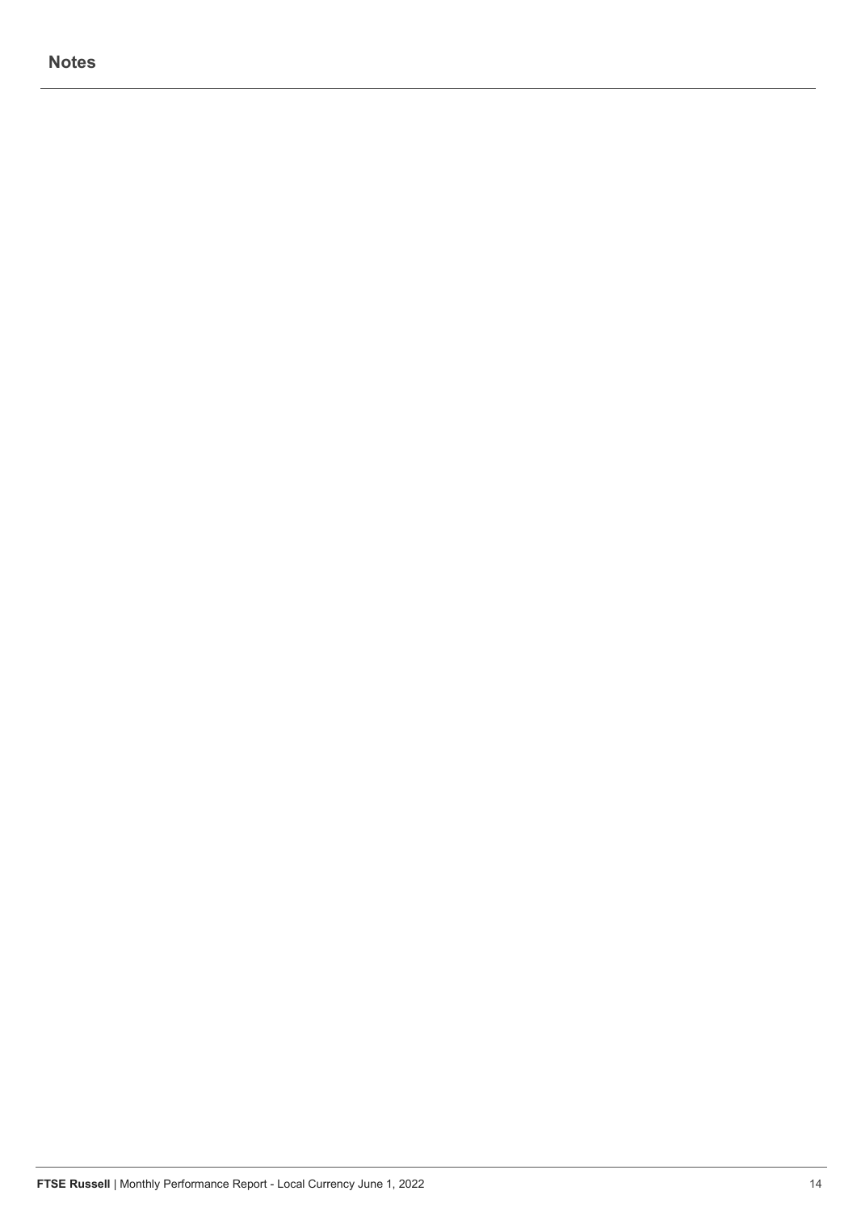## Notes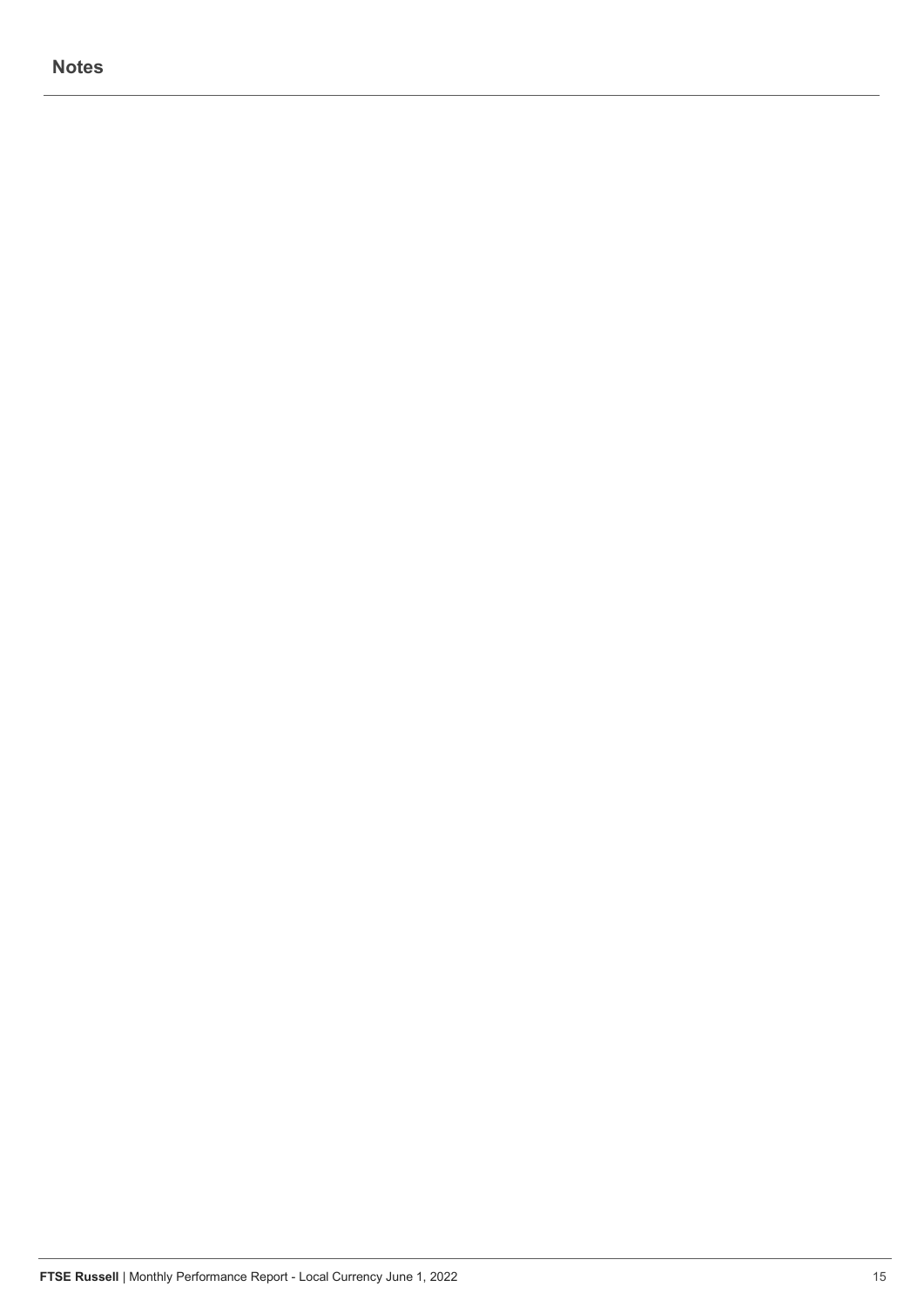## Notes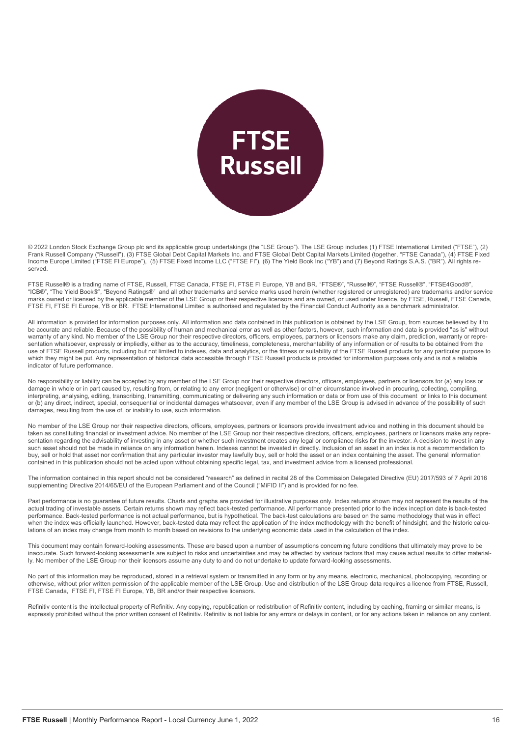FTSE Russell

© 2022 London Stock Exchange Group plc and its applicable group undertakings (the "LSE Group"). The LSE Group includes (1) FTSE International Limited ("FTSE"), (2) Frank Russell Company ("Russell"), (3) FTSE Global Debt Capital Markets Inc. and FTSE Global Debt Capital Markets Limited (together, "FTSE Canada"), (4) FTSE Fixed Income Europe Limited ("FTSE FI Europe"), (5) FTSE Fixed Income LLC ("FTSE FI"), (6) The Yield Book Inc ("YB") and (7) Beyond Ratings S.A.S. ("BR"). All rights reserved.

FTSE Russell® is a trading name of FTSE, Russell, FTSE Canada, FTSE FI, FTSE FI Europe, YB and BR. "FTSE®", "Russell®", "FTSE Russell®", "FTSE4Good®", "ICB®", "The Yield Book®", "Beyond Ratings®" and all other trademarks and service marks used herein (whether registered or unregistered) are trademarks and/or service marks owned or licensed by the applicable member of the LSE Group or their respective licensors and are owned, or used under licence, by FTSE, Russell, FTSE Canada, FTSE FI, FTSE FI Europe, YB or BR. FTSE International Limited is authorised and regulated by the Financial Conduct Authority as a benchmark administrator.

All information is provided for information purposes only. All information and data contained in this publication is obtained by the LSE Group, from sources believed by it to be accurate and reliable. Because of the possibility of human and mechanical error as well as other factors, however, such information and data is provided "as is" without warranty of any kind. No member of the LSE Group nor their respective directors, officers, employees, partners or licensors make any claim, prediction, warranty or representation whatsoever, expressly or impliedly, either as to the accuracy, timeliness, completeness, merchantability of any information or of results to be obtained from the use of FTSE Russell products, including but not limited to indexes, data and analytics, or the fitness or suitability of the FTSE Russell products for any particular purpose to which they might be put. Any representation of historical data accessible through FTSE Russell products is provided for information purposes only and is not a reliable indicator of future performance.

No responsibility or liability can be accepted by any member of the LSE Group nor their respective directors, officers, employees, partners or licensors for (a) any loss or damage in whole or in part caused by, resulting from, or relating to any error (negligent or otherwise) or other circumstance involved in procuring, collecting, compiling, interpreting, analysing, editing, transcribing, transmitting, communicating or delivering any such information or data or from use of this document or links to this document or (b) any direct, indirect, special, consequential or incidental damages whatsoever, even if any member of the LSE Group is advised in advance of the possibility of such damages, resulting from the use of, or inability to use, such information.

No member of the LSE Group nor their respective directors, officers, employees, partners or licensors provide investment advice and nothing in this document should be taken as constituting financial or investment advice. No member of the LSE Group nor their respective directors, officers, employees, partners or licensors make any representation regarding the advisability of investing in any asset or whether such investment creates any legal or compliance risks for the investor. A decision to invest in any such asset should not be made in reliance on any information herein. Indexes cannot be invested in directly. Inclusion of an asset in an index is not a recommendation to buy, sell or hold that asset nor confirmation that any particular investor may lawfully buy, sell or hold the asset or an index containing the asset. The general information contained in this publication should not be acted upon without obtaining specific legal, tax, and investment advice from a licensed professional.

The information contained in this report should not be considered "research" as defined in recital 28 of the Commission Delegated Directive (EU) 2017/593 of 7 April 2016 supplementing Directive 2014/65/EU of the European Parliament and of the Council ("MiFID II") and is provided for no fee.

Past performance is no guarantee of future results. Charts and graphs are provided for illustrative purposes only. Index returns shown may not represent the results of the actual trading of investable assets. Certain returns shown may reflect back-tested performance. All performance presented prior to the index inception date is back-tested performance. Back-tested performance is not actual performance, but is hypothetical. The back-test calculations are based on the same methodology that was in effect when the index was officially launched. However, back-tested data may reflect the application of the index methodology with the benefit of hindsight, and the historic calculations of an index may change from month to month based on revisions to the underlying economic data used in the calculation of the index.

This document may contain forward-looking assessments. These are based upon a number of assumptions concerning future conditions that ultimately may prove to be inaccurate. Such forward-looking assessments are subject to risks and uncertainties and may be affected by various factors that may cause actual results to differ materially. No member of the LSE Group nor their licensors assume any duty to and do not undertake to update forward-looking assessments.

No part of this information may be reproduced, stored in a retrieval system or transmitted in any form or by any means, electronic, mechanical, photocopying, recording or otherwise, without prior written permission of the applicable member of the LSE Group. Use and distribution of the LSE Group data requires a licence from FTSE, Russell, FTSE Canada, FTSE FI, FTSE FI Europe, YB, BR and/or their respective licensors.

Refinitiv content is the intellectual property of Refinitiv. Any copying, republication or redistribution of Refinitiv content, including by caching, framing or similar means, is expressly prohibited without the prior written consent of Refinitiv. Refinitiv is not liable for any errors or delays in content, or for any actions taken in reliance on any content.